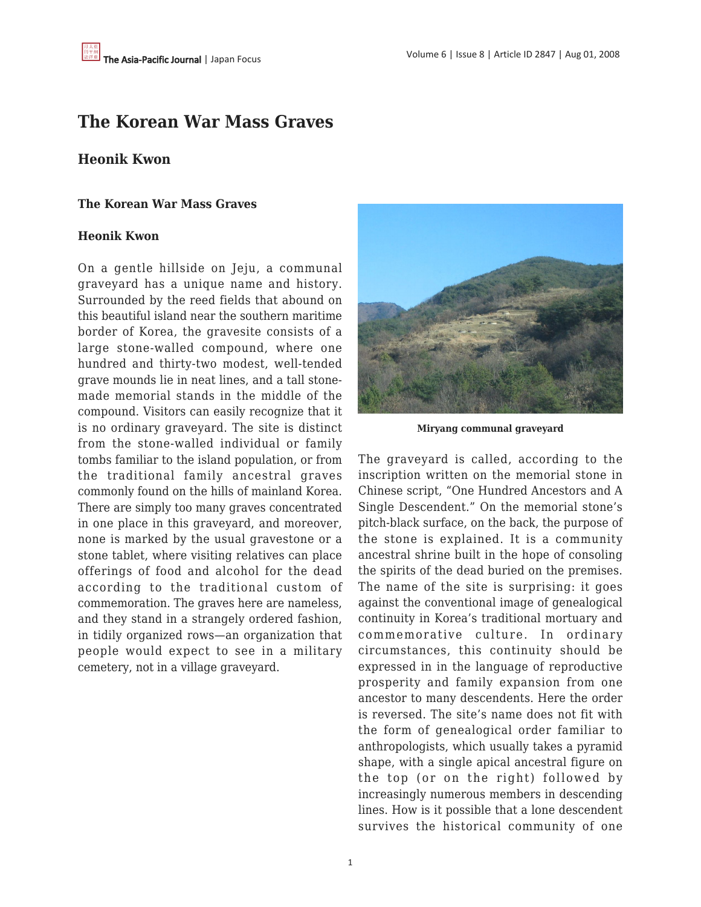# The Korean War Mass Graves

## Heonik Kwon

**The Korean War Mass Graves**

**Heonik Kwon**

On a gentle hillside on Jeju, a communal graveyard has a unique name and history. Surrounded by the reed fields that abound on this beautiful island near the southern maritime border of Korea, the gravesite consists of a large stone-walled compound, where one hundred and thirty-two modest, well-tended grave mounds lie in neat lines, and a tall stone-made memorial stands in the middle of the compound. Visitors can easily recognize that it is no ordinary graveyard. The site is distinct from the stone-walled individual or family tombs familiar to the island population, or from the traditional family ancestral graves commonly found on the hills of mainland Korea. There are simply too many graves concentrated in one place in this graveyard, and moreover, none is marked by the usual gravestone or a stone tablet, where visiting relatives can place offerings of food and alcohol for the dead according to the traditional custom of commemoration. The graves here are nameless, and they stand in a strangely ordered fashion, in tidily organized rows—an organization that people would expect to see in a military cemetery, not in a village graveyard.

**Miryang communal graveyard**

The graveyard is called, according to the inscription written on the memorial stone in Chinese script, "One Hundred Ancestors and A Single Descendent." On the memorial stone's pitch-black surface, on the back, the purpose of the stone is explained. It is a community ancestral shrine built in the hope of consoling the spirits of the dead buried on the premises. The name of the site is surprising: it goes against the conventional image of genealogical continuity in Korea's traditional mortuary and commemorative culture. In ordinary circumstances, this continuity should be expressed in in the language of reproductive prosperity and family expansion from one ancestor to many descendents. Here the order is reversed. The site's name does not fit with the form of genealogical order familiar to anthropologists, which usually takes a pyramid shape, with a single apical ancestral figure on the top (or on the right) followed by increasingly numerous members in descending lines. How is it possible that a lone descendent survives the historical community of one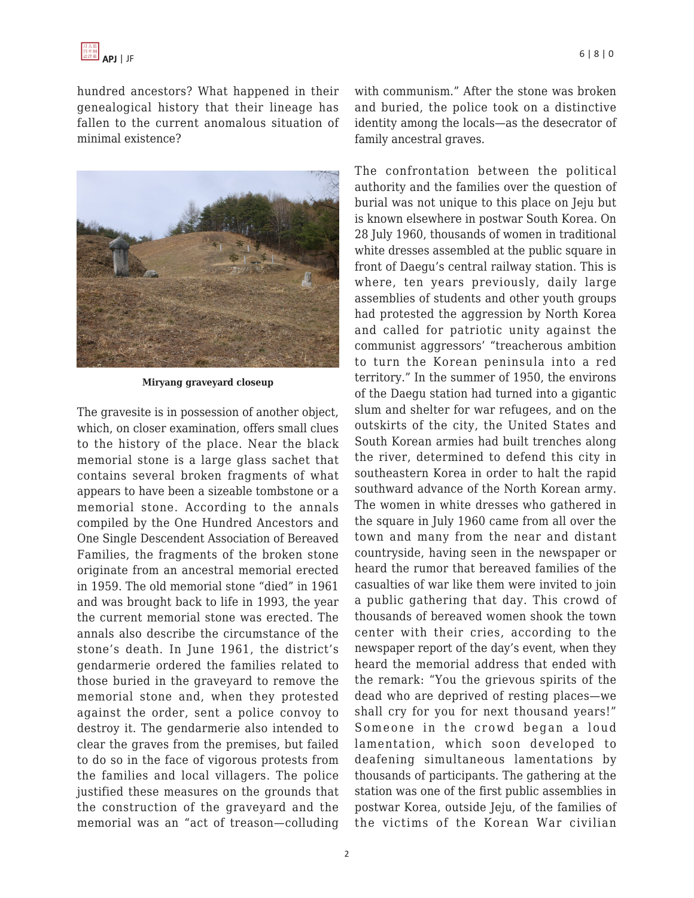hundred ancestors? What happened in their genealogical history that their lineage has fallen to the current anomalous situation of minimal existence?

**Miryang graveyard closeup**

The gravesite is in possession of another object, which, on closer examination, offers small clues to the history of the place. Near the black memorial stone is a large glass sachet that contains several broken fragments of what appears to have been a sizeable tombstone or a memorial stone. According to the annals compiled by the One Hundred Ancestors and One Single Descendent Association of Bereaved Families, the fragments of the broken stone originate from an ancestral memorial erected in 1959. The old memorial stone "died" in 1961 and was brought back to life in 1993, the year the current memorial stone was erected. The annals also describe the circumstance of the stone's death. In June 1961, the district's gendarmerie ordered the families related to those buried in the graveyard to remove the memorial stone and, when they protested against the order, sent a police convoy to destroy it. The gendarmerie also intended to clear the graves from the premises, but failed to do so in the face of vigorous protests from the families and local villagers. The police justified these measures on the grounds that the construction of the graveyard and the memorial was an "act of treason—colluding with communism." After the stone was broken and buried, the police took on a distinctive identity among the locals—as the desecrator of family ancestral graves.

The confrontation between the political authority and the families over the question of burial was not unique to this place on Jeju but is known elsewhere in postwar South Korea. On 28 July 1960, thousands of women in traditional white dresses assembled at the public square in front of Daegu's central railway station. This is where, ten years previously, daily large assemblies of students and other youth groups had protested the aggression by North Korea and called for patriotic unity against the communist aggressors' "treacherous ambition to turn the Korean peninsula into a red territory." In the summer of 1950, the environs of the Daegu station had turned into a gigantic slum and shelter for war refugees, and on the outskirts of the city, the United States and South Korean armies had built trenches along the river, determined to defend this city in southeastern Korea in order to halt the rapid southward advance of the North Korean army. The women in white dresses who gathered in the square in July 1960 came from all over the town and many from the near and distant countryside, having seen in the newspaper or heard the rumor that bereaved families of the casualties of war like them were invited to join a public gathering that day. This crowd of thousands of bereaved women shook the town center with their cries, according to the newspaper report of the day's event, when they heard the memorial address that ended with the remark: "You the grievous spirits of the dead who are deprived of resting places—we shall cry for you for next thousand years!" Someone in the crowd began a loud lamentation, which soon developed to deafening simultaneous lamentations by thousands of participants. The gathering at the station was one of the first public assemblies in postwar Korea, outside Jeju, of the families of the victims of the Korean War civilian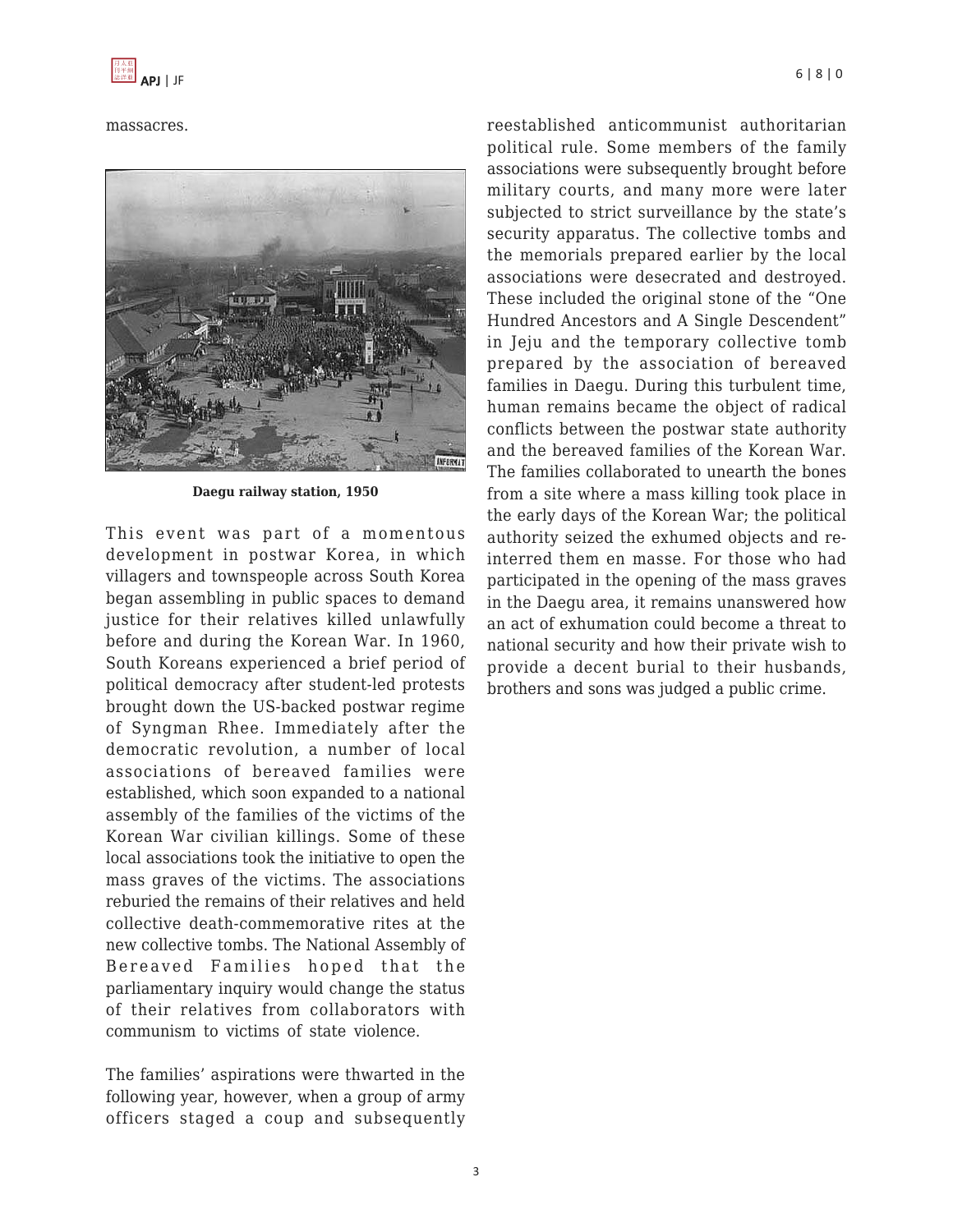massacres.

Daegu railway station, 1950

This event was part of a momentous development in postwar Korea, in which villagers and townspeople across South Korea began assembling in public spaces to demand justice for their relatives killed unlawfully before and during the Korean War. In 1960, South Koreans experienced a brief period of political democracy after student-led protests brought down the US-backed postwar regime of Syngman Rhee. Immediately after the democratic revolution, a number of local associations of bereaved families were established, which soon expanded to a national assembly of the families of the victims of the Korean War civilian killings. Some of these local associations took the initiative to open the mass graves of the victims. The associations reburied the remains of their relatives and held collective death-commemorative rites at the new collective tombs. The National Assembly of Bereaved Families hoped that the parliamentary inquiry would change the status of their relatives from collaborators with communism to victims of state violence.

The families' aspirations were thwarted in the following year, however, when a group of army officers staged a coup and subsequently reestablished anticommunist authoritarian political rule. Some members of the family associations were subsequently brought before military courts, and many more were later subjected to strict surveillance by the state's security apparatus. The collective tombs and the memorials prepared earlier by the local associations were desecrated and destroyed. These included the original stone of the "One Hundred Ancestors and A Single Descendent" in Jeju and the temporary collective tomb prepared by the association of bereaved families in Daegu. During this turbulent time, human remains became the object of radical conflicts between the postwar state authority and the bereaved families of the Korean War. The families collaborated to unearth the bones from a site where a mass killing took place in the early days of the Korean War; the political authority seized the exhumed objects and re-interred them en masse. For those who had participated in the opening of the mass graves in the Daegu area, it remains unanswered how an act of exhumation could become a threat to national security and how their private wish to provide a decent burial to their husbands, brothers and sons was judged a public crime.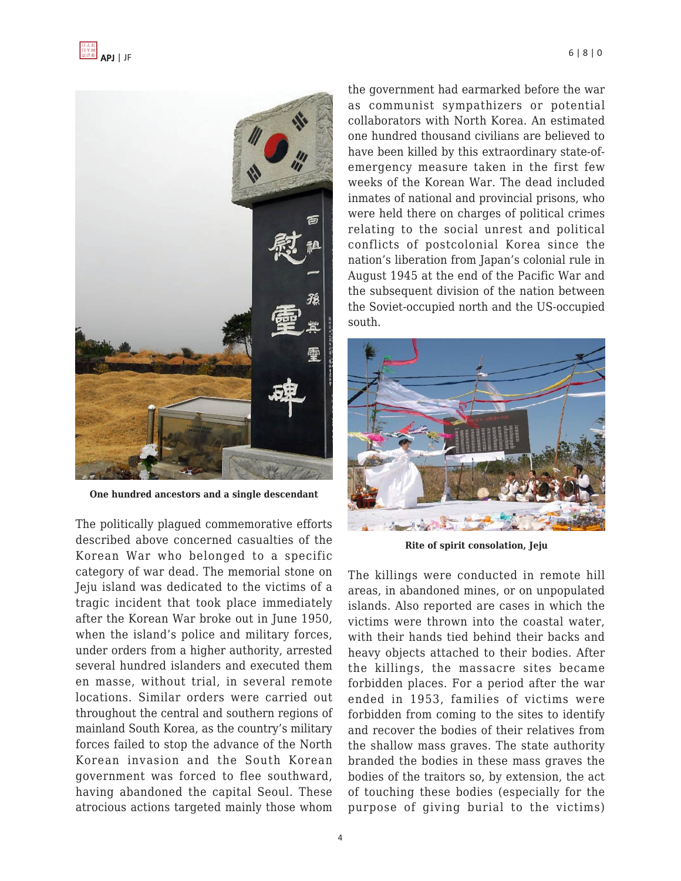One hundred ancestors and a single descendant

The politically plagued commemorative efforts described above concerned casualties of the Korean War who belonged to a specific category of war dead. The memorial stone on Jeju island was dedicated to the victims of a tragic incident that took place immediately after the Korean War broke out in June 1950, when the island's police and military forces, under orders from a higher authority, arrested several hundred islanders and executed them en masse, without trial, in several remote locations. Similar orders were carried out throughout the central and southern regions of mainland South Korea, as the country's military forces failed to stop the advance of the North Korean invasion and the South Korean government was forced to flee southward, having abandoned the capital Seoul. These atrocious actions targeted mainly those whom the government had earmarked before the war as communist sympathizers or potential collaborators with North Korea. An estimated one hundred thousand civilians are believed to have been killed by this extraordinary state-of-emergency measure taken in the first few weeks of the Korean War. The dead included inmates of national and provincial prisons, who were held there on charges of political crimes relating to the social unrest and political conflicts of postcolonial Korea since the nation's liberation from Japan's colonial rule in August 1945 at the end of the Pacific War and the subsequent division of the nation between the Soviet-occupied north and the US-occupied south.

Rite of spirit consolation, Jeju

The killings were conducted in remote hill areas, in abandoned mines, or on unpopulated islands. Also reported are cases in which the victims were thrown into the coastal water, with their hands tied behind their backs and heavy objects attached to their bodies. After the killings, the massacre sites became forbidden places. For a period after the war ended in 1953, families of victims were forbidden from coming to the sites to identify and recover the bodies of their relatives from the shallow mass graves. The state authority branded the bodies in these mass graves the bodies of the traitors so, by extension, the act of touching these bodies (especially for the purpose of giving burial to the victims)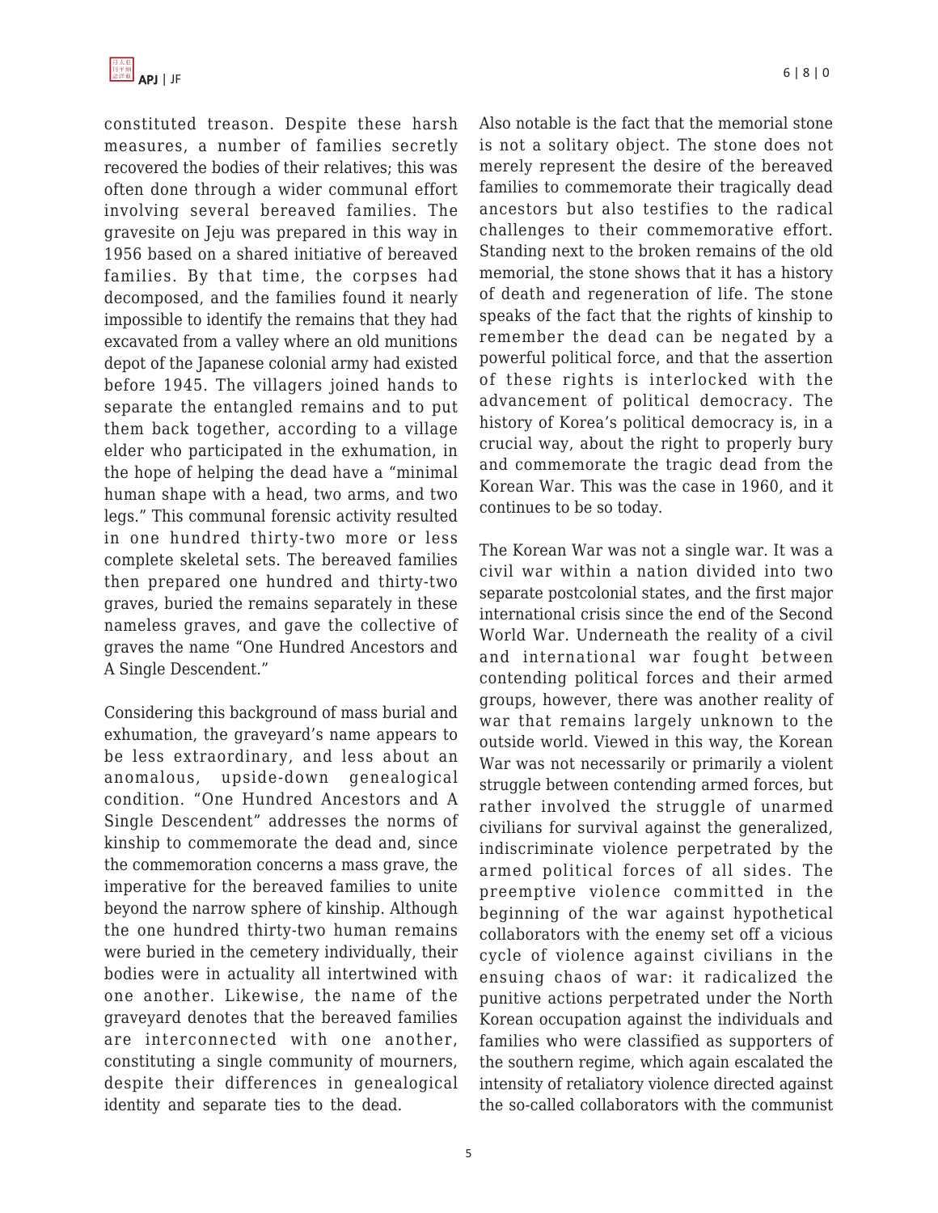constituted treason. Despite these harsh measures, a number of families secretly recovered the bodies of their relatives; this was often done through a wider communal effort involving several bereaved families. The gravesite on Jeju was prepared in this way in 1956 based on a shared initiative of bereaved families. By that time, the corpses had decomposed, and the families found it nearly impossible to identify the remains that they had excavated from a valley where an old munitions depot of the Japanese colonial army had existed before 1945. The villagers joined hands to separate the entangled remains and to put them back together, according to a village elder who participated in the exhumation, in the hope of helping the dead have a "minimal human shape with a head, two arms, and two legs." This communal forensic activity resulted in one hundred thirty-two more or less complete skeletal sets. The bereaved families then prepared one hundred and thirty-two graves, buried the remains separately in these nameless graves, and gave the collective of graves the name "One Hundred Ancestors and A Single Descendent."

Considering this background of mass burial and exhumation, the graveyard's name appears to be less extraordinary, and less about an anomalous, upside-down genealogical condition. "One Hundred Ancestors and A Single Descendent" addresses the norms of kinship to commemorate the dead and, since the commemoration concerns a mass grave, the imperative for the bereaved families to unite beyond the narrow sphere of kinship. Although the one hundred thirty-two human remains were buried in the cemetery individually, their bodies were in actuality all intertwined with one another. Likewise, the name of the graveyard denotes that the bereaved families are interconnected with one another, constituting a single community of mourners, despite their differences in genealogical identity and separate ties to the dead.

Also notable is the fact that the memorial stone is not a solitary object. The stone does not merely represent the desire of the bereaved families to commemorate their tragically dead ancestors but also testifies to the radical challenges to their commemorative effort. Standing next to the broken remains of the old memorial, the stone shows that it has a history of death and regeneration of life. The stone speaks of the fact that the rights of kinship to remember the dead can be negated by a powerful political force, and that the assertion of these rights is interlocked with the advancement of political democracy. The history of Korea's political democracy is, in a crucial way, about the right to properly bury and commemorate the tragic dead from the Korean War. This was the case in 1960, and it continues to be so today.

The Korean War was not a single war. It was a civil war within a nation divided into two separate postcolonial states, and the first major international crisis since the end of the Second World War. Underneath the reality of a civil and international war fought between contending political forces and their armed groups, however, there was another reality of war that remains largely unknown to the outside world. Viewed in this way, the Korean War was not necessarily or primarily a violent struggle between contending armed forces, but rather involved the struggle of unarmed civilians for survival against the generalized, indiscriminate violence perpetrated by the armed political forces of all sides. The preemptive violence committed in the beginning of the war against hypothetical collaborators with the enemy set off a vicious cycle of violence against civilians in the ensuing chaos of war: it radicalized the punitive actions perpetrated under the North Korean occupation against the individuals and families who were classified as supporters of the southern regime, which again escalated the intensity of retaliatory violence directed against the so-called collaborators with the communist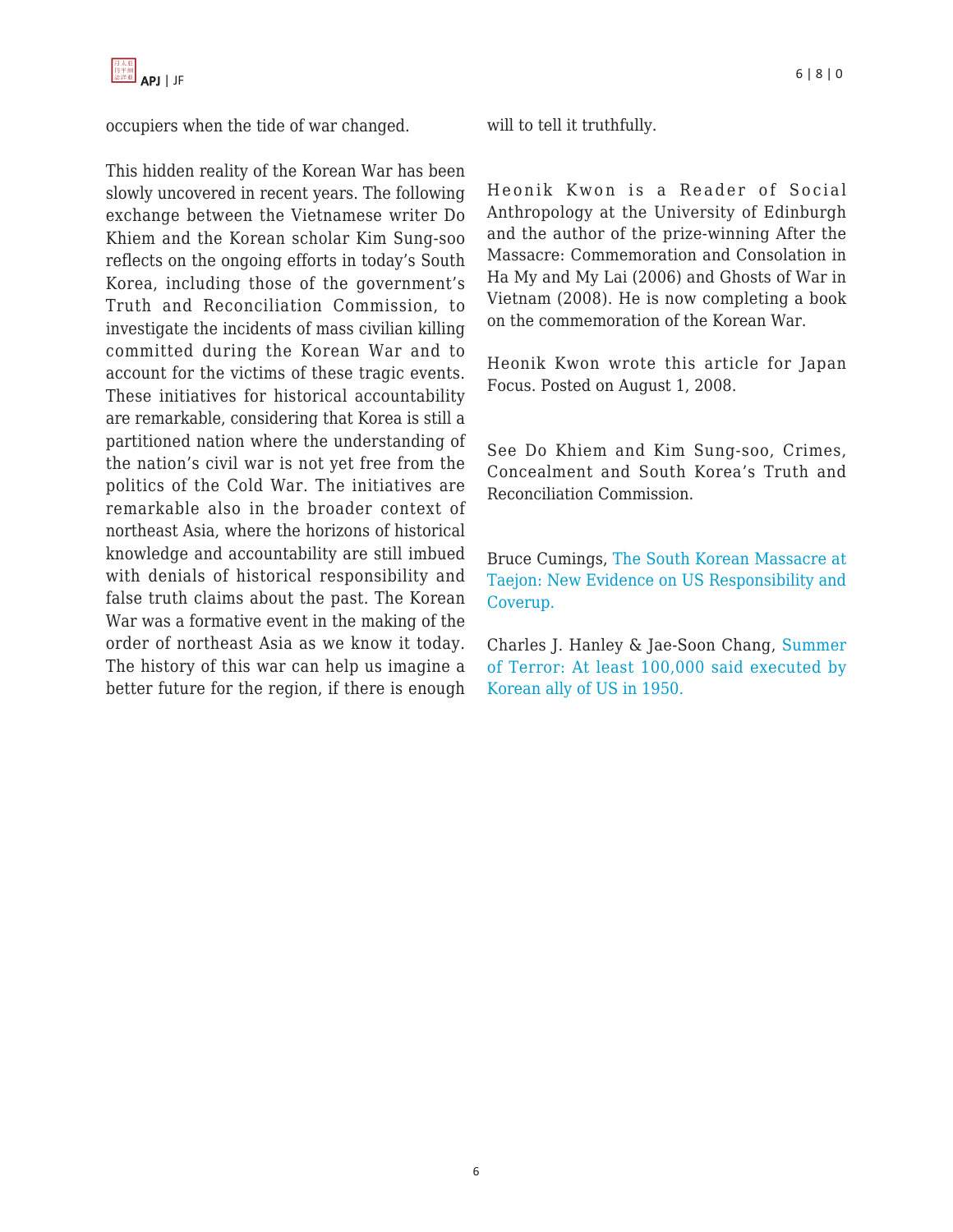occupiers when the tide of war changed.

This hidden reality of the Korean War has been slowly uncovered in recent years. The following exchange between the Vietnamese writer Do Khiem and the Korean scholar Kim Sung-soo reflects on the ongoing efforts in today's South Korea, including those of the government's Truth and Reconciliation Commission, to investigate the incidents of mass civilian killing committed during the Korean War and to account for the victims of these tragic events. These initiatives for historical accountability are remarkable, considering that Korea is still a partitioned nation where the understanding of the nation's civil war is not yet free from the politics of the Cold War. The initiatives are remarkable also in the broader context of northeast Asia, where the horizons of historical knowledge and accountability are still imbued with denials of historical responsibility and false truth claims about the past. The Korean War was a formative event in the making of the order of northeast Asia as we know it today. The history of this war can help us imagine a better future for the region, if there is enough will to tell it truthfully.

Heonik Kwon is a Reader of Social Anthropology at the University of Edinburgh and the author of the prize-winning After the Massacre: Commemoration and Consolation in Ha My and My Lai (2006) and Ghosts of War in Vietnam (2008). He is now completing a book on the commemoration of the Korean War.

Heonik Kwon wrote this article for Japan Focus. Posted on August 1, 2008.

See Do Khiem and Kim Sung-soo, Crimes, Concealment and South Korea's Truth and Reconciliation Commission.

Bruce Cumings, The South Korean Massacre at Taejon: New Evidence on US Responsibility and Coverup.

Charles J. Hanley & Jae-Soon Chang, Summer of Terror: At least 100,000 said executed by Korean ally of US in 1950.